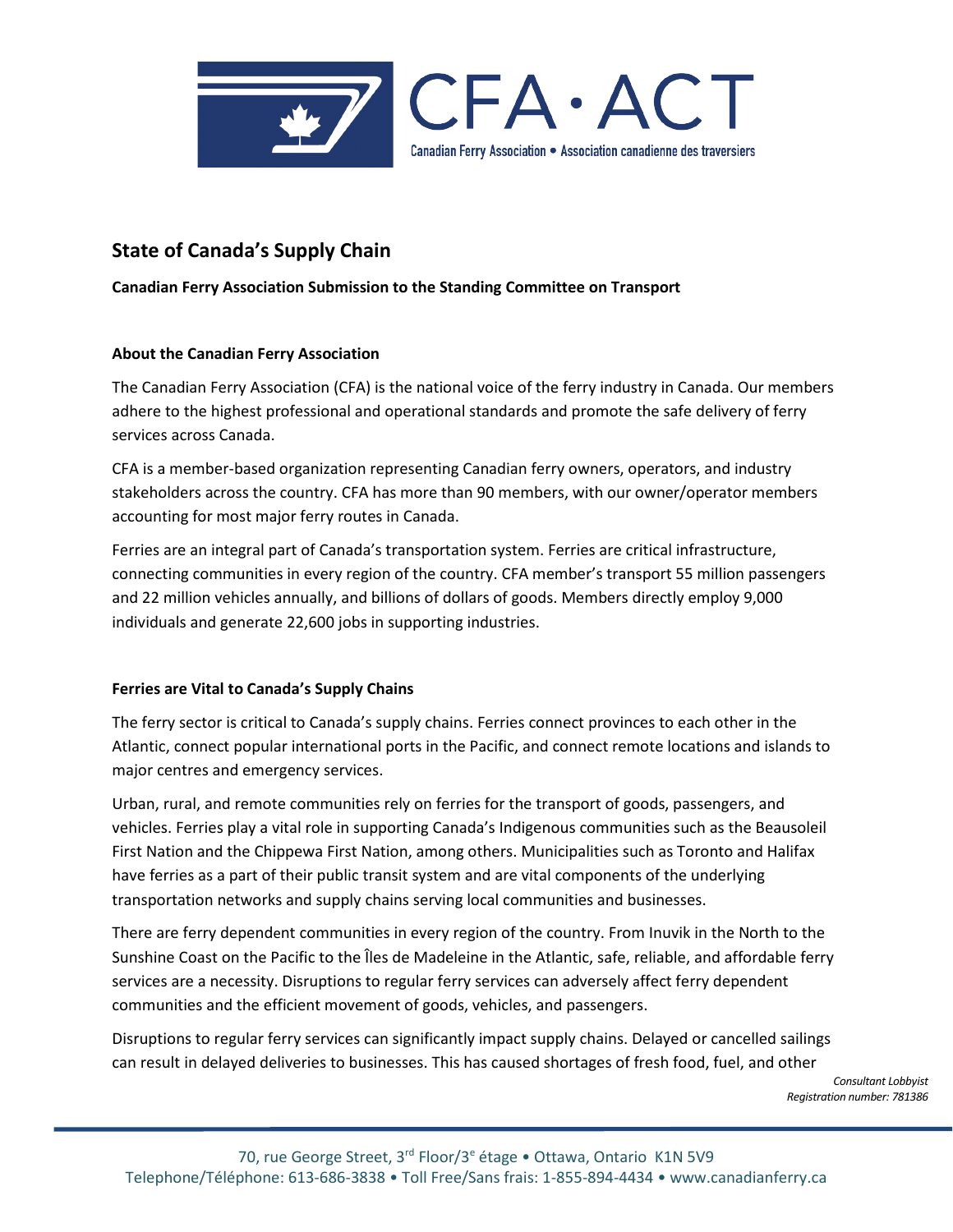# State of Canada's Supply Chain

**Canadian Ferry Association Submission to the Standing Committee on Transport**

## About the Canadian Ferry Association

The Canadian Ferry Association (CFA) is the national voice of the ferry industry in Canada. Our members adhere to the highest professional and operational standards and promote the safe delivery of ferry services across Canada.

CFA is a member-based organization representing Canadian ferry owners, operators, and industry stakeholders across the country. CFA has more than 90 members, with our owner/operator members accounting for most major ferry routes in Canada.

Ferries are an integral part of Canada's transportation system. Ferries are critical infrastructure, connecting communities in every region of the country. CFA member's transport 55 million passengers and 22 million vehicles annually, and billions of dollars of goods. Members directly employ 9,000 individuals and generate 22,600 jobs in supporting industries.

## Ferries are Vital to Canada's Supply Chains

The ferry sector is critical to Canada's supply chains. Ferries connect provinces to each other in the Atlantic, connect popular international ports in the Pacific, and connect remote locations and islands to major centres and emergency services.

Urban, rural, and remote communities rely on ferries for the transport of goods, passengers, and vehicles. Ferries play a vital role in supporting Canada's Indigenous communities such as the Beausoleil First Nation and the Chippewa First Nation, among others. Municipalities such as Toronto and Halifax have ferries as a part of their public transit system and are vital components of the underlying transportation networks and supply chains serving local communities and businesses.

There are ferry dependent communities in every region of the country. From Inuvik in the North to the Sunshine Coast on the Pacific to the Îles de Madeleine in the Atlantic, safe, reliable, and affordable ferry services are a necessity. Disruptions to regular ferry services can adversely affect ferry dependent communities and the efficient movement of goods, vehicles, and passengers.

Disruptions to regular ferry services can significantly impact supply chains. Delayed or cancelled sailings can result in delayed deliveries to businesses. This has caused shortages of fresh food, fuel, and other

*Consultant Lobbyist*
*Registration number: 781386*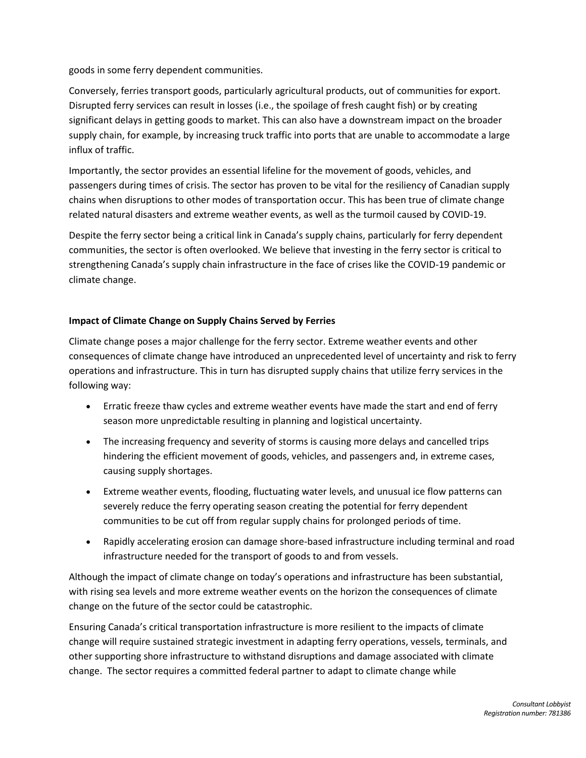goods in some ferry dependent communities.

Conversely, ferries transport goods, particularly agricultural products, out of communities for export. Disrupted ferry services can result in losses (i.e., the spoilage of fresh caught fish) or by creating significant delays in getting goods to market. This can also have a downstream impact on the broader supply chain, for example, by increasing truck traffic into ports that are unable to accommodate a large influx of traffic.

Importantly, the sector provides an essential lifeline for the movement of goods, vehicles, and passengers during times of crisis. The sector has proven to be vital for the resiliency of Canadian supply chains when disruptions to other modes of transportation occur. This has been true of climate change related natural disasters and extreme weather events, as well as the turmoil caused by COVID-19.

Despite the ferry sector being a critical link in Canada's supply chains, particularly for ferry dependent communities, the sector is often overlooked. We believe that investing in the ferry sector is critical to strengthening Canada's supply chain infrastructure in the face of crises like the COVID-19 pandemic or climate change.

**Impact of Climate Change on Supply Chains Served by Ferries**

Climate change poses a major challenge for the ferry sector. Extreme weather events and other consequences of climate change have introduced an unprecedented level of uncertainty and risk to ferry operations and infrastructure. This in turn has disrupted supply chains that utilize ferry services in the following way:

- Erratic freeze thaw cycles and extreme weather events have made the start and end of ferry season more unpredictable resulting in planning and logistical uncertainty.
- The increasing frequency and severity of storms is causing more delays and cancelled trips hindering the efficient movement of goods, vehicles, and passengers and, in extreme cases, causing supply shortages.
- Extreme weather events, flooding, fluctuating water levels, and unusual ice flow patterns can severely reduce the ferry operating season creating the potential for ferry dependent communities to be cut off from regular supply chains for prolonged periods of time.
- Rapidly accelerating erosion can damage shore-based infrastructure including terminal and road infrastructure needed for the transport of goods to and from vessels.

Although the impact of climate change on today's operations and infrastructure has been substantial, with rising sea levels and more extreme weather events on the horizon the consequences of climate change on the future of the sector could be catastrophic.

Ensuring Canada's critical transportation infrastructure is more resilient to the impacts of climate change will require sustained strategic investment in adapting ferry operations, vessels, terminals, and other supporting shore infrastructure to withstand disruptions and damage associated with climate change. The sector requires a committed federal partner to adapt to climate change while

*Consultant Lobbyist*
*Registration number: 781386*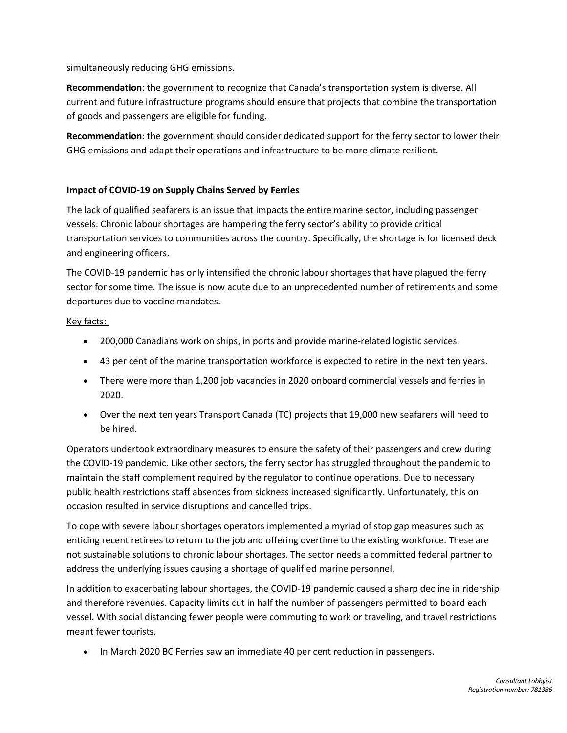simultaneously reducing GHG emissions.

**Recommendation**: the government to recognize that Canada's transportation system is diverse. All current and future infrastructure programs should ensure that projects that combine the transportation of goods and passengers are eligible for funding.

**Recommendation**: the government should consider dedicated support for the ferry sector to lower their GHG emissions and adapt their operations and infrastructure to be more climate resilient.

**Impact of COVID-19 on Supply Chains Served by Ferries**

The lack of qualified seafarers is an issue that impacts the entire marine sector, including passenger vessels. Chronic labour shortages are hampering the ferry sector's ability to provide critical transportation services to communities across the country. Specifically, the shortage is for licensed deck and engineering officers.

The COVID-19 pandemic has only intensified the chronic labour shortages that have plagued the ferry sector for some time. The issue is now acute due to an unprecedented number of retirements and some departures due to vaccine mandates.

<u>Key facts:</u>

- 200,000 Canadians work on ships, in ports and provide marine-related logistic services.
- 43 per cent of the marine transportation workforce is expected to retire in the next ten years.
- There were more than 1,200 job vacancies in 2020 onboard commercial vessels and ferries in 2020.
- Over the next ten years Transport Canada (TC) projects that 19,000 new seafarers will need to be hired.

Operators undertook extraordinary measures to ensure the safety of their passengers and crew during the COVID-19 pandemic. Like other sectors, the ferry sector has struggled throughout the pandemic to maintain the staff complement required by the regulator to continue operations. Due to necessary public health restrictions staff absences from sickness increased significantly. Unfortunately, this on occasion resulted in service disruptions and cancelled trips.

To cope with severe labour shortages operators implemented a myriad of stop gap measures such as enticing recent retirees to return to the job and offering overtime to the existing workforce. These are not sustainable solutions to chronic labour shortages. The sector needs a committed federal partner to address the underlying issues causing a shortage of qualified marine personnel.

In addition to exacerbating labour shortages, the COVID-19 pandemic caused a sharp decline in ridership and therefore revenues. Capacity limits cut in half the number of passengers permitted to board each vessel. With social distancing fewer people were commuting to work or traveling, and travel restrictions meant fewer tourists.

- In March 2020 BC Ferries saw an immediate 40 per cent reduction in passengers.

*Consultant Lobbyist*
*Registration number: 781386*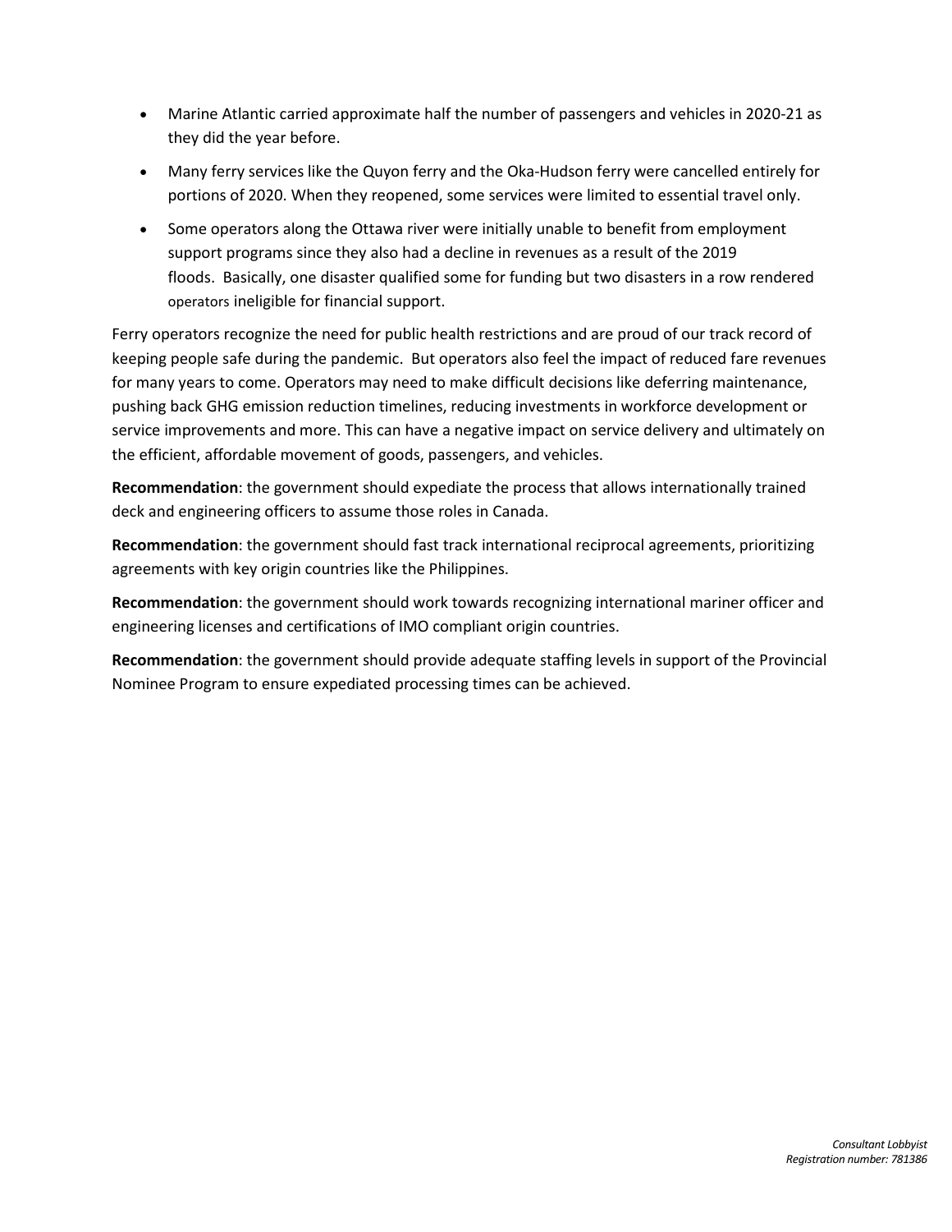- Marine Atlantic carried approximate half the number of passengers and vehicles in 2020-21 as they did the year before.
- Many ferry services like the Quyon ferry and the Oka-Hudson ferry were cancelled entirely for portions of 2020. When they reopened, some services were limited to essential travel only.
- Some operators along the Ottawa river were initially unable to benefit from employment support programs since they also had a decline in revenues as a result of the 2019 floods. Basically, one disaster qualified some for funding but two disasters in a row rendered operators ineligible for financial support.

Ferry operators recognize the need for public health restrictions and are proud of our track record of keeping people safe during the pandemic. But operators also feel the impact of reduced fare revenues for many years to come. Operators may need to make difficult decisions like deferring maintenance, pushing back GHG emission reduction timelines, reducing investments in workforce development or service improvements and more. This can have a negative impact on service delivery and ultimately on the efficient, affordable movement of goods, passengers, and vehicles.

**Recommendation**: the government should expediate the process that allows internationally trained deck and engineering officers to assume those roles in Canada.

**Recommendation**: the government should fast track international reciprocal agreements, prioritizing agreements with key origin countries like the Philippines.

**Recommendation**: the government should work towards recognizing international mariner officer and engineering licenses and certifications of IMO compliant origin countries.

**Recommendation**: the government should provide adequate staffing levels in support of the Provincial Nominee Program to ensure expediated processing times can be achieved.

*Consultant Lobbyist*
*Registration number: 781386*